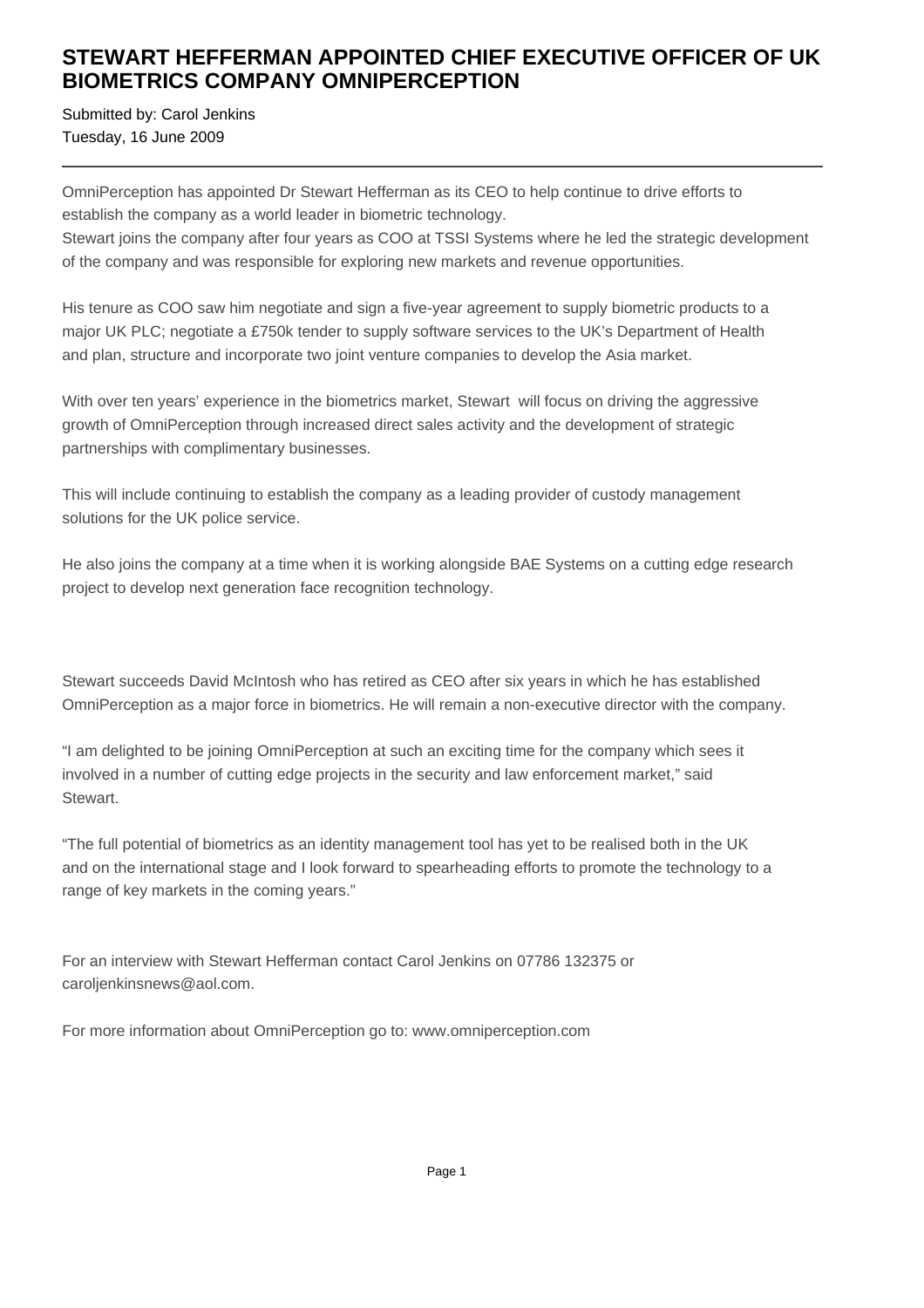# STEWART HEFFERMAN APPOINTED CHIEF EXECUTIVE OFFICER OF UK BIOMETRICS COMPANY OMNIPERCEPTION

Submitted by: Carol Jenkins
Tuesday, 16 June 2009

---

OmniPerception has appointed Dr Stewart Hefferman as its CEO to help continue to drive efforts to establish the company as a world leader in biometric technology.
Stewart joins the company after four years as COO at TSSI Systems where he led the strategic development of the company and was responsible for exploring new markets and revenue opportunities.

His tenure as COO saw him negotiate and sign a five-year agreement to supply biometric products to a major UK PLC; negotiate a £750k tender to supply software services to the UK's Department of Health and plan, structure and incorporate two joint venture companies to develop the Asia market.

With over ten years' experience in the biometrics market, Stewart will focus on driving the aggressive growth of OmniPerception through increased direct sales activity and the development of strategic partnerships with complimentary businesses.

This will include continuing to establish the company as a leading provider of custody management solutions for the UK police service.

He also joins the company at a time when it is working alongside BAE Systems on a cutting edge research project to develop next generation face recognition technology.

Stewart succeeds David McIntosh who has retired as CEO after six years in which he has established OmniPerception as a major force in biometrics. He will remain a non-executive director with the company.

"I am delighted to be joining OmniPerception at such an exciting time for the company which sees it involved in a number of cutting edge projects in the security and law enforcement market," said Stewart.

"The full potential of biometrics as an identity management tool has yet to be realised both in the UK and on the international stage and I look forward to spearheading efforts to promote the technology to a range of key markets in the coming years."

For an interview with Stewart Hefferman contact Carol Jenkins on 07786 132375 or caroljenkinsnews@aol.com.

For more information about OmniPerception go to: www.omniperception.com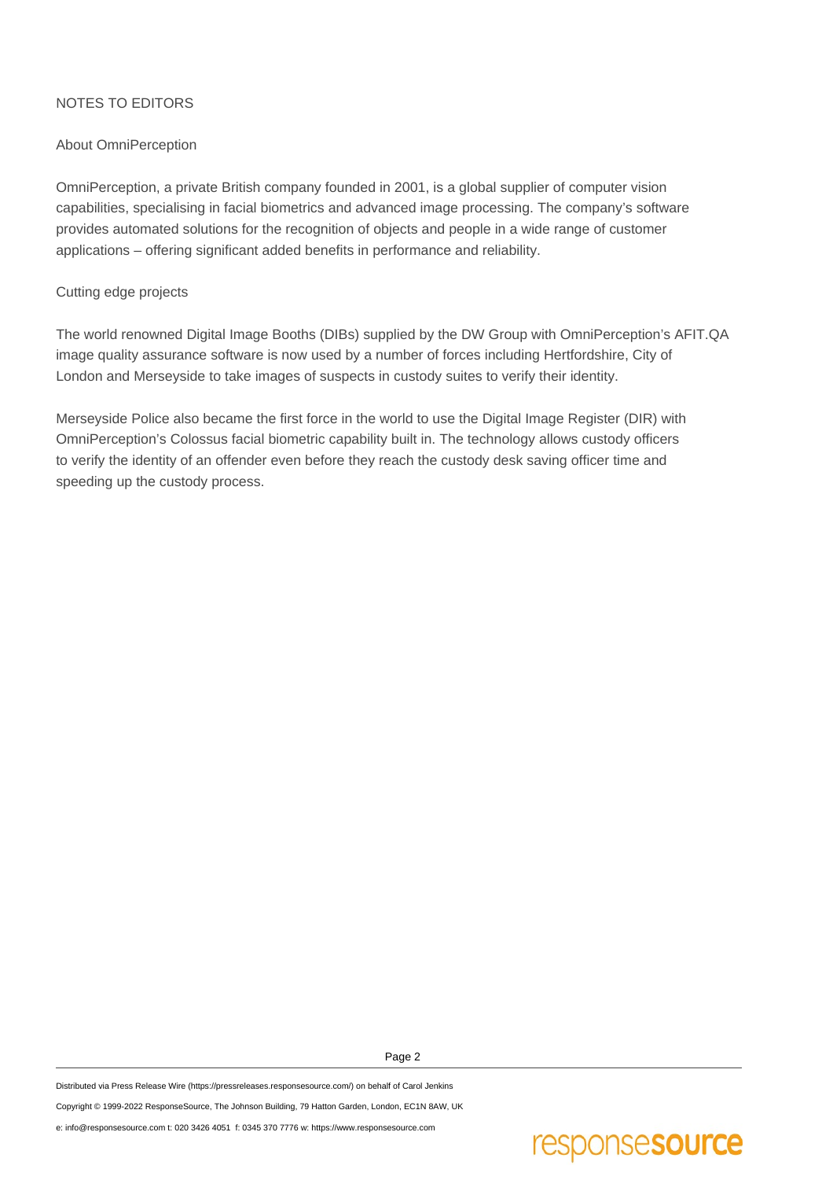NOTES TO EDITORS

About OmniPerception

OmniPerception, a private British company founded in 2001, is a global supplier of computer vision capabilities, specialising in facial biometrics and advanced image processing. The company's software provides automated solutions for the recognition of objects and people in a wide range of customer applications – offering significant added benefits in performance and reliability.

Cutting edge projects

The world renowned Digital Image Booths (DIBs) supplied by the DW Group with OmniPerception's AFIT.QA image quality assurance software is now used by a number of forces including Hertfordshire, City of London and Merseyside to take images of suspects in custody suites to verify their identity.

Merseyside Police also became the first force in the world to use the Digital Image Register (DIR) with OmniPerception's Colossus facial biometric capability built in. The technology allows custody officers to verify the identity of an offender even before they reach the custody desk saving officer time and speeding up the custody process.